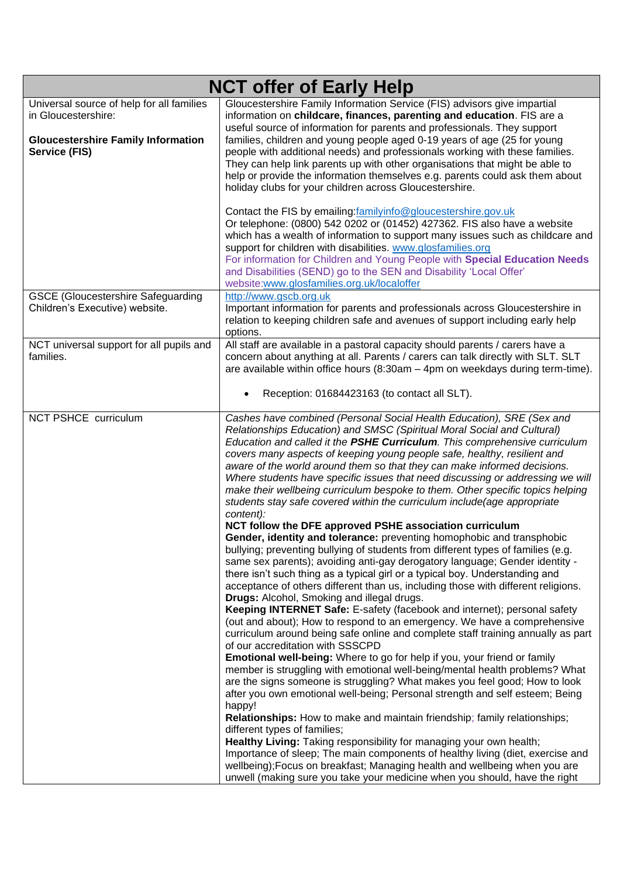| NCT offer of Early Help | |
|---|---|
| Universal source of help for all families in Gloucestershire:<br><br>**Gloucestershire Family Information Service (FIS)** | Gloucestershire Family Information Service (FIS) advisors give impartial information on **childcare, finances, parenting and education**. FIS are a useful source of information for parents and professionals. They support families, children and young people aged 0-19 years of age (25 for young people with additional needs) and professionals working with these families. They can help link parents up with other organisations that might be able to help or provide the information themselves e.g. parents could ask them about holiday clubs for your children across Gloucestershire.<br><br>Contact the FIS by emailing:familyinfo@gloucestershire.gov.uk<br>Or telephone: (0800) 542 0202 or (01452) 427362. FIS also have a website which has a wealth of information to support many issues such as childcare and support for children with disabilities. www.glosfamilies.org<br>For information for Children and Young People with **Special Education Needs** and Disabilities (SEND) go to the SEN and Disability 'Local Offer' website:www.glosfamilies.org.uk/localoffer |
| GSCE (Gloucestershire Safeguarding Children's Executive) website. | http://www.gscb.org.uk<br>Important information for parents and professionals across Gloucestershire in relation to keeping children safe and avenues of support including early help options. |
| NCT universal support for all pupils and families. | All staff are available in a pastoral capacity should parents / carers have a concern about anything at all. Parents / carers can talk directly with SLT. SLT are available within office hours (8:30am – 4pm on weekdays during term-time).<br><br>• Reception: 01684423163 (to contact all SLT). |
| NCT PSHCE curriculum | *Cashes have combined (Personal Social Health Education), SRE (Sex and Relationships Education) and SMSC (Spiritual Moral Social and Cultural) Education and called it the **PSHE Curriculum**. This comprehensive curriculum covers many aspects of keeping young people safe, healthy, resilient and aware of the world around them so that they can make informed decisions. Where students have specific issues that need discussing or addressing we will make their wellbeing curriculum bespoke to them. Other specific topics helping students stay safe covered within the curriculum include(age appropriate content):*<br>**NCT follow the DFE approved PSHE association curriculum**<br>**Gender, identity and tolerance:** preventing homophobic and transphobic bullying; preventing bullying of students from different types of families (e.g. same sex parents); avoiding anti-gay derogatory language; Gender identity - there isn't such thing as a typical girl or a typical boy. Understanding and acceptance of others different than us, including those with different religions.<br>**Drugs:** Alcohol, Smoking and illegal drugs.<br>**Keeping INTERNET Safe:** E-safety (facebook and internet); personal safety (out and about); How to respond to an emergency. We have a comprehensive curriculum around being safe online and complete staff training annually as part of our accreditation with SSSCPD<br>**Emotional well-being:** Where to go for help if you, your friend or family member is struggling with emotional well-being/mental health problems? What are the signs someone is struggling? What makes you feel good; How to look after you own emotional well-being; Personal strength and self esteem; Being happy!<br>**Relationships:** How to make and maintain friendship; family relationships; different types of families;<br>**Healthy Living:** Taking responsibility for managing your own health; Importance of sleep; The main components of healthy living (diet, exercise and wellbeing);Focus on breakfast; Managing health and wellbeing when you are unwell (making sure you take your medicine when you should, have the right |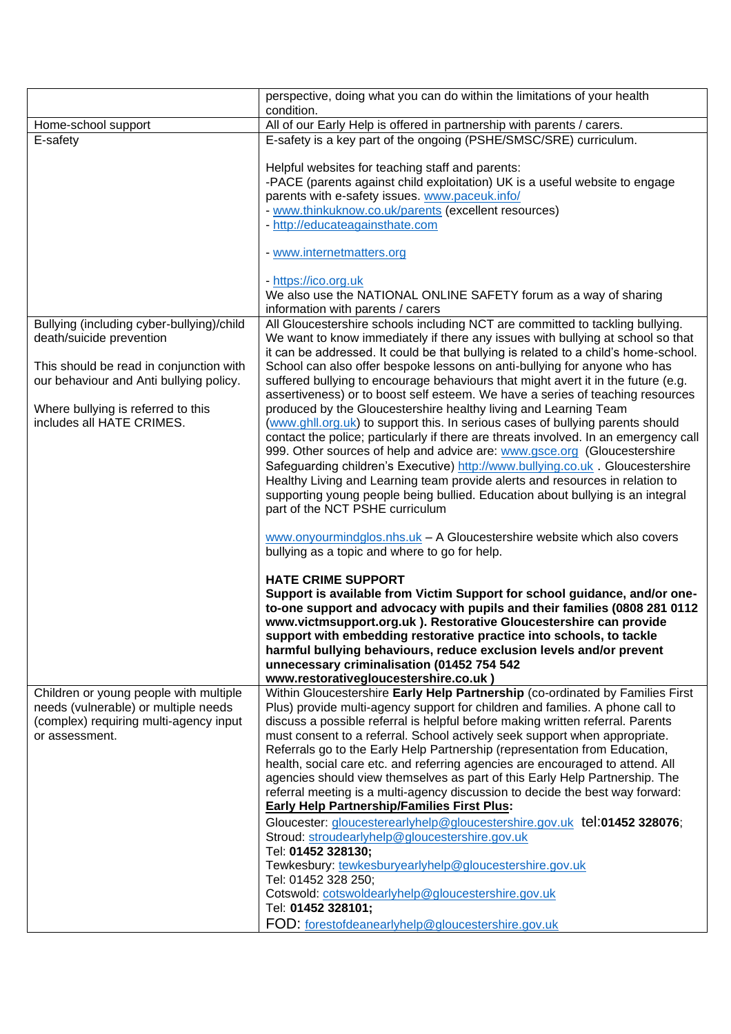| | |
|---|---|
| | perspective, doing what you can do within the limitations of your health condition. |
| Home-school support | All of our Early Help is offered in partnership with parents / carers. |
| E-safety | E-safety is a key part of the ongoing (PSHE/SMSC/SRE) curriculum.<br><br>Helpful websites for teaching staff and parents:<br>-PACE (parents against child exploitation) UK is a useful website to engage parents with e-safety issues. www.paceuk.info/<br>- www.thinkuknow.co.uk/parents (excellent resources)<br>- http://educateagainsthate.com<br><br>- www.internetmatters.org<br><br>- https://ico.org.uk<br>We also use the NATIONAL ONLINE SAFETY forum as a way of sharing information with parents / carers |
| Bullying (including cyber-bullying)/child death/suicide prevention<br><br>This should be read in conjunction with our behaviour and Anti bullying policy.<br><br>Where bullying is referred to this includes all HATE CRIMES. | All Gloucestershire schools including NCT are committed to tackling bullying. We want to know immediately if there any issues with bullying at school so that it can be addressed. It could be that bullying is related to a child's home-school. School can also offer bespoke lessons on anti-bullying for anyone who has suffered bullying to encourage behaviours that might avert it in the future (e.g. assertiveness) or to boost self esteem. We have a series of teaching resources produced by the Gloucestershire healthy living and Learning Team (www.ghll.org.uk) to support this. In serious cases of bullying parents should contact the police; particularly if there are threats involved. In an emergency call 999. Other sources of help and advice are: www.gsce.org (Gloucestershire Safeguarding children's Executive) http://www.bullying.co.uk . Gloucestershire Healthy Living and Learning team provide alerts and resources in relation to supporting young people being bullied. Education about bullying is an integral part of the NCT PSHE curriculum<br><br>www.onyourmindglos.nhs.uk – A Gloucestershire website which also covers bullying as a topic and where to go for help.<br><br>**HATE CRIME SUPPORT**<br>**Support is available from Victim Support for school guidance, and/or one-to-one support and advocacy with pupils and their families (0808 281 0112 www.victmsupport.org.uk ). Restorative Gloucestershire can provide support with embedding restorative practice into schools, to tackle harmful bullying behaviours, reduce exclusion levels and/or prevent unnecessary criminalisation (01452 754 542 www.restorativegloucestershire.co.uk )** |
| Children or young people with multiple needs (vulnerable) or multiple needs (complex) requiring multi-agency input or assessment. | Within Gloucestershire **Early Help Partnership** (co-ordinated by Families First Plus) provide multi-agency support for children and families. A phone call to discuss a possible referral is helpful before making written referral. Parents must consent to a referral. School actively seek support when appropriate. Referrals go to the Early Help Partnership (representation from Education, health, social care etc. and referring agencies are encouraged to attend. All agencies should view themselves as part of this Early Help Partnership. The referral meeting is a multi-agency discussion to decide the best way forward:<br>**<u>Early Help Partnership/Families First Plus</u>:**<br>Gloucester: gloucesterearlyhelp@gloucestershire.gov.uk tel:**01452 328076**;<br>Stroud: stroudearlyhelp@gloucestershire.gov.uk<br>Tel: **01452 328130;**<br>Tewkesbury: tewkesburyearlyhelp@gloucestershire.gov.uk<br>Tel: 01452 328 250;<br>Cotswold: cotswoldearlyhelp@gloucestershire.gov.uk<br>Tel: **01452 328101;**<br>FOD: forestofdeanearlyhelp@gloucestershire.gov.uk |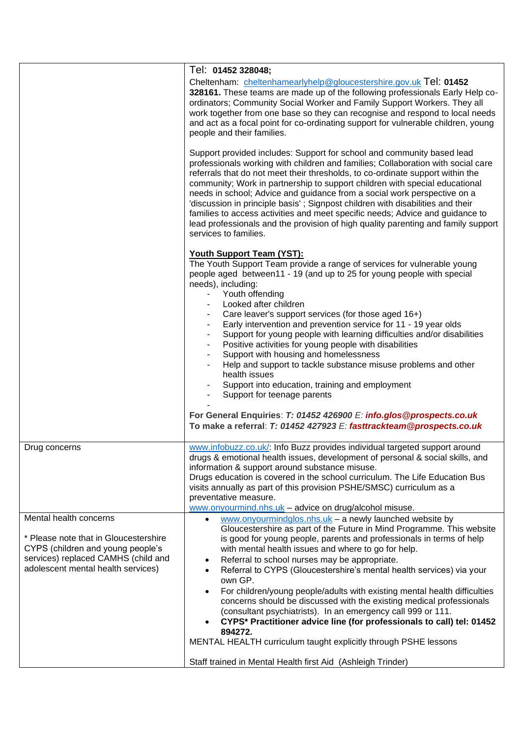| | |
|---|---|
| | Tel: **01452 328048;**<br>Cheltenham: cheltenhamearlyhelp@gloucestershire.gov.uk Tel: **01452 328161.** These teams are made up of the following professionals Early Help co-ordinators; Community Social Worker and Family Support Workers. They all work together from one base so they can recognise and respond to local needs and act as a focal point for co-ordinating support for vulnerable children, young people and their families.<br><br>Support provided includes: Support for school and community based lead professionals working with children and families; Collaboration with social care referrals that do not meet their thresholds, to co-ordinate support within the community; Work in partnership to support children with special educational needs in school; Advice and guidance from a social work perspective on a 'discussion in principle basis' ; Signpost children with disabilities and their families to access activities and meet specific needs; Advice and guidance to lead professionals and the provision of high quality parenting and family support services to families.<br><br>**Youth Support Team (YST):**<br>The Youth Support Team provide a range of services for vulnerable young people aged between11 - 19 (and up to 25 for young people with special needs), including:<br>- Youth offending<br>- Looked after children<br>- Care leaver's support services (for those aged 16+)<br>- Early intervention and prevention service for 11 - 19 year olds<br>- Support for young people with learning difficulties and/or disabilities<br>- Positive activities for young people with disabilities<br>- Support with housing and homelessness<br>- Help and support to tackle substance misuse problems and other health issues<br>- Support into education, training and employment<br>- Support for teenage parents<br>-<br><br>**For General Enquiries**: ***T: 01452 426900*** *E:* ***info.glos@prospects.co.uk***<br>**To make a referral**: ***T: 01452 427923*** *E:* ***fasttrackteam@prospects.co.uk*** |
| Drug concerns | www.infobuzz.co.uk/: Info Buzz provides individual targeted support around drugs & emotional health issues, development of personal & social skills, and information & support around substance misuse.<br>Drugs education is covered in the school curriculum. The Life Education Bus visits annually as part of this provision PSHE/SMSC) curriculum as a preventative measure.<br>www.onyourmind.nhs.uk – advice on drug/alcohol misuse. |
| Mental health concerns<br><br>* Please note that in Gloucestershire CYPS (children and young people's services) replaced CAMHS (child and adolescent mental health services) | • www.onyourmindglos.nhs.uk – a newly launched website by Gloucestershire as part of the Future in Mind Programme. This website is good for young people, parents and professionals in terms of help with mental health issues and where to go for help.<br>• Referral to school nurses may be appropriate.<br>• Referral to CYPS (Gloucestershire's mental health services) via your own GP.<br>• For children/young people/adults with existing mental health difficulties concerns should be discussed with the existing medical professionals (consultant psychiatrists). In an emergency call 999 or 111.<br>• **CYPS* Practitioner advice line (for professionals to call) tel: 01452 894272.**<br>MENTAL HEALTH curriculum taught explicitly through PSHE lessons<br><br>Staff trained in Mental Health first Aid (Ashleigh Trinder) |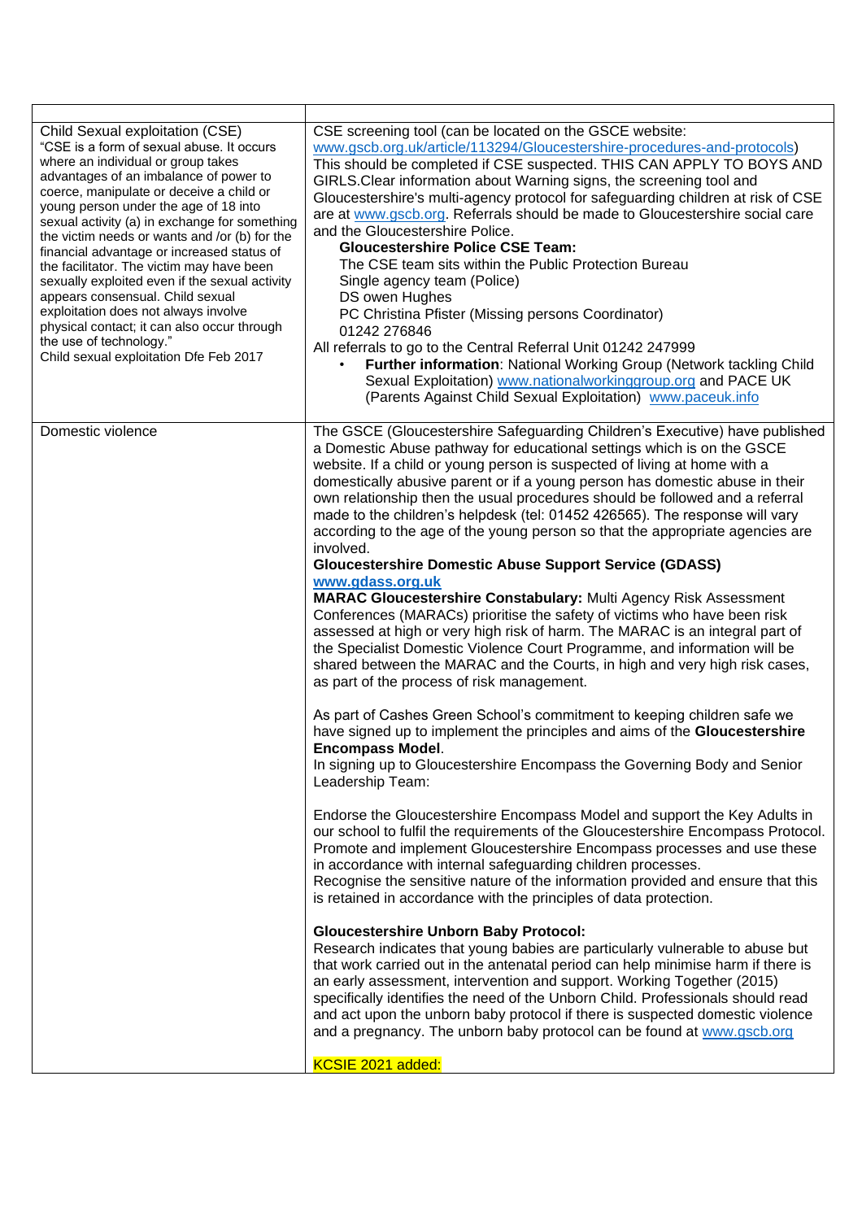| | |
|---|---|
| Child Sexual exploitation (CSE)<br>"CSE is a form of sexual abuse. It occurs where an individual or group takes advantages of an imbalance of power to coerce, manipulate or deceive a child or young person under the age of 18 into sexual activity (a) in exchange for something the victim needs or wants and /or (b) for the financial advantage or increased status of the facilitator. The victim may have been sexually exploited even if the sexual activity appears consensual. Child sexual exploitation does not always involve physical contact; it can also occur through the use of technology."<br>Child sexual exploitation Dfe Feb 2017 | CSE screening tool (can be located on the GSCE website: www.gscb.org.uk/article/113294/Gloucestershire-procedures-and-protocols)<br>This should be completed if CSE suspected. THIS CAN APPLY TO BOYS AND GIRLS.Clear information about Warning signs, the screening tool and Gloucestershire's multi-agency protocol for safeguarding children at risk of CSE are at www.gscb.org. Referrals should be made to Gloucestershire social care and the Gloucestershire Police.<br>**Gloucestershire Police CSE Team:**<br>The CSE team sits within the Public Protection Bureau<br>Single agency team (Police)<br>DS owen Hughes<br>PC Christina Pfister (Missing persons Coordinator)<br>01242 276846<br>All referrals to go to the Central Referral Unit 01242 247999<br>• **Further information**: National Working Group (Network tackling Child Sexual Exploitation) www.nationalworkinggroup.org and PACE UK (Parents Against Child Sexual Exploitation) www.paceuk.info |
| Domestic violence | The GSCE (Gloucestershire Safeguarding Children's Executive) have published a Domestic Abuse pathway for educational settings which is on the GSCE website. If a child or young person is suspected of living at home with a domestically abusive parent or if a young person has domestic abuse in their own relationship then the usual procedures should be followed and a referral made to the children's helpdesk (tel: 01452 426565). The response will vary according to the age of the young person so that the appropriate agencies are involved.<br>**Gloucestershire Domestic Abuse Support Service (GDASS)**<br>**www.gdass.org.uk**<br>**MARAC Gloucestershire Constabulary:** Multi Agency Risk Assessment Conferences (MARACs) prioritise the safety of victims who have been risk assessed at high or very high risk of harm. The MARAC is an integral part of the Specialist Domestic Violence Court Programme, and information will be shared between the MARAC and the Courts, in high and very high risk cases, as part of the process of risk management.<br><br>As part of Cashes Green School's commitment to keeping children safe we have signed up to implement the principles and aims of the **Gloucestershire Encompass Model**.<br>In signing up to Gloucestershire Encompass the Governing Body and Senior Leadership Team:<br><br>Endorse the Gloucestershire Encompass Model and support the Key Adults in our school to fulfil the requirements of the Gloucestershire Encompass Protocol.<br>Promote and implement Gloucestershire Encompass processes and use these in accordance with internal safeguarding children processes.<br>Recognise the sensitive nature of the information provided and ensure that this is retained in accordance with the principles of data protection.<br><br>**Gloucestershire Unborn Baby Protocol:**<br>Research indicates that young babies are particularly vulnerable to abuse but that work carried out in the antenatal period can help minimise harm if there is an early assessment, intervention and support. Working Together (2015) specifically identifies the need of the Unborn Child. Professionals should read and act upon the unborn baby protocol if there is suspected domestic violence and a pregnancy. The unborn baby protocol can be found at www.gscb.org<br><br>KCSIE 2021 added: |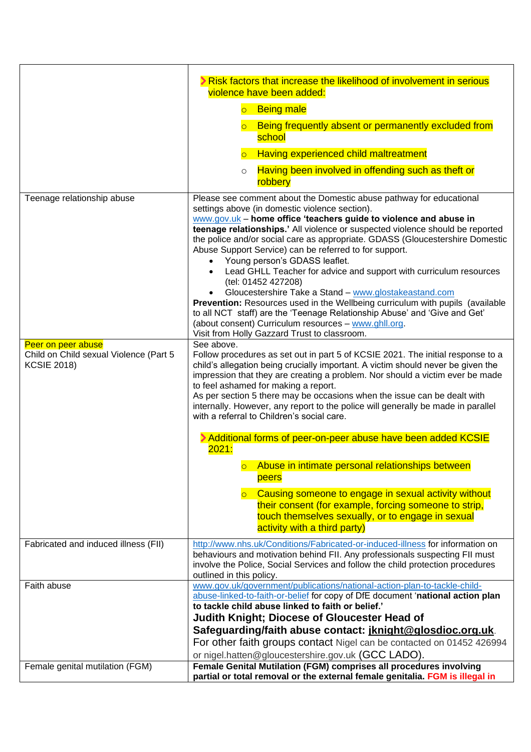| | |
|---|---|
| | ➤ Risk factors that increase the likelihood of involvement in serious violence have been added:<br>○ Being male<br>○ Being frequently absent or permanently excluded from school<br>○ Having experienced child maltreatment<br>○ Having been involved in offending such as theft or robbery |
| Teenage relationship abuse | Please see comment about the Domestic abuse pathway for educational settings above (in domestic violence section).<br>www.gov.uk – **home office 'teachers guide to violence and abuse in teenage relationships.'** All violence or suspected violence should be reported the police and/or social care as appropriate. GDASS (Gloucestershire Domestic Abuse Support Service) can be referred to for support.<br>• Young person's GDASS leaflet.<br>• Lead GHLL Teacher for advice and support with curriculum resources (tel: 01452 427208)<br>• Gloucestershire Take a Stand – www.glostakeastand.com<br>**Prevention:** Resources used in the Wellbeing curriculum with pupils (available to all NCT staff) are the 'Teenage Relationship Abuse' and 'Give and Get' (about consent) Curriculum resources – www.ghll.org.<br>Visit from Holly Gazzard Trust to classroom. |
| Peer on peer abuse<br>Child on Child sexual Violence (Part 5 KCSIE 2018) | See above.<br>Follow procedures as set out in part 5 of KCSIE 2021. The initial response to a child's allegation being crucially important. A victim should never be given the impression that they are creating a problem. Nor should a victim ever be made to feel ashamed for making a report.<br>As per section 5 there may be occasions when the issue can be dealt with internally. However, any report to the police will generally be made in parallel with a referral to Children's social care.<br>➤ Additional forms of peer-on-peer abuse have been added KCSIE 2021:<br>○ Abuse in intimate personal relationships between peers<br>○ Causing someone to engage in sexual activity without their consent (for example, forcing someone to strip, touch themselves sexually, or to engage in sexual activity with a third party) |
| Fabricated and induced illness (FII) | http://www.nhs.uk/Conditions/Fabricated-or-induced-illness for information on behaviours and motivation behind FII. Any professionals suspecting FII must involve the Police, Social Services and follow the child protection procedures outlined in this policy. |
| Faith abuse | www.gov.uk/government/publications/national-action-plan-to-tackle-child-abuse-linked-to-faith-or-belief for copy of DfE document '**national action plan to tackle child abuse linked to faith or belief.'**<br>**Judith Knight; Diocese of Gloucester Head of Safeguarding/faith abuse contact: jknight@glosdioc.org.uk**.<br>For other faith groups contact Nigel can be contacted on 01452 426994 or nigel.hatten@gloucestershire.gov.uk (GCC LADO). |
| Female genital mutilation (FGM) | **Female Genital Mutilation (FGM) comprises all procedures involving partial or total removal or the external female genitalia. FGM is illegal in** |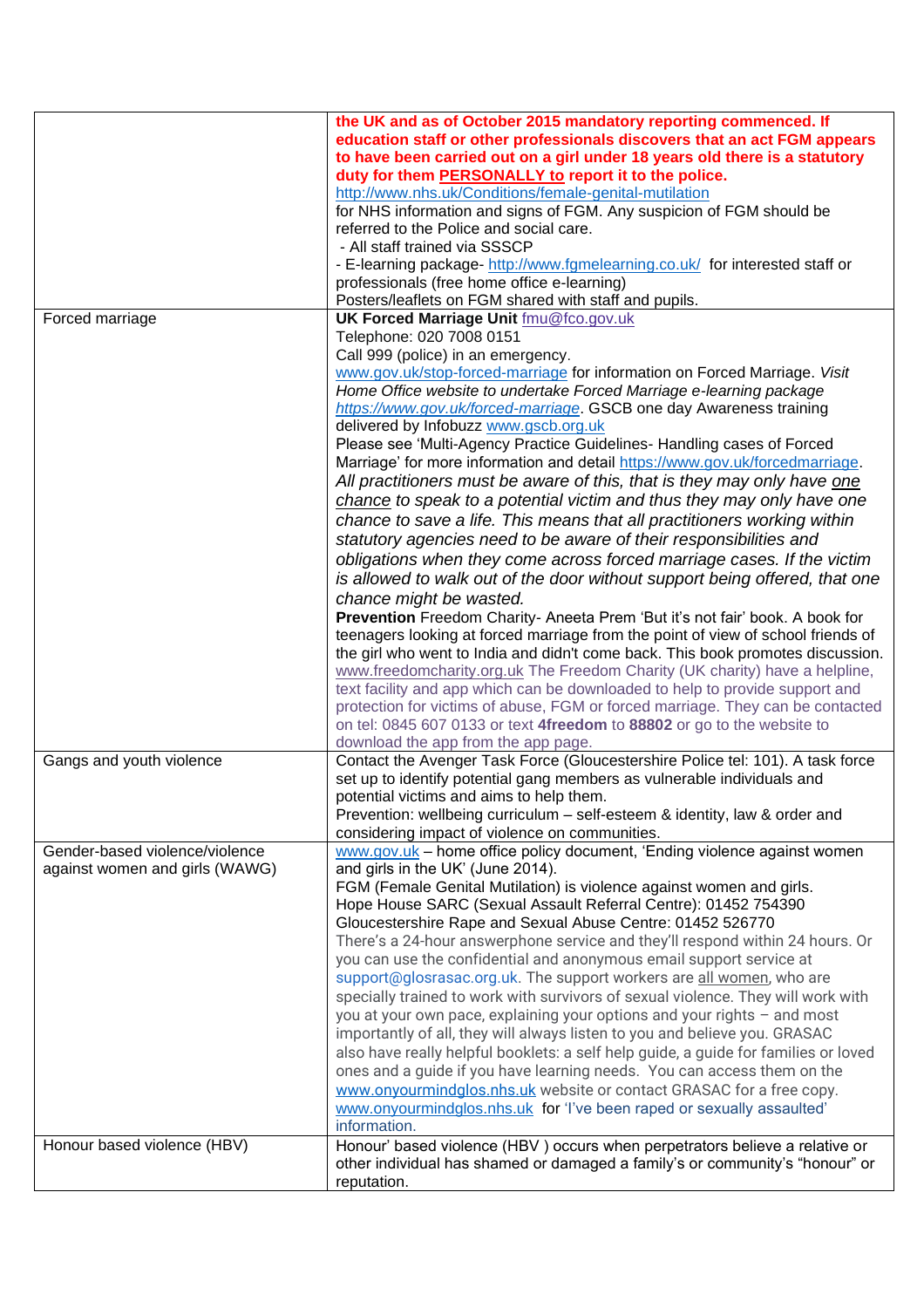| | |
|---|---|
| | **the UK and as of October 2015 mandatory reporting commenced. If education staff or other professionals discovers that an act FGM appears to have been carried out on a girl under 18 years old there is a statutory duty for them PERSONALLY to report it to the police.** http://www.nhs.uk/Conditions/female-genital-mutilation for NHS information and signs of FGM. Any suspicion of FGM should be referred to the Police and social care.<br>- All staff trained via SSSCP<br>- E-learning package- http://www.fgmelearning.co.uk/ for interested staff or professionals (free home office e-learning)<br>Posters/leaflets on FGM shared with staff and pupils. |
| Forced marriage | **UK Forced Marriage Unit** fmu@fco.gov.uk<br>Telephone: 020 7008 0151<br>Call 999 (police) in an emergency.<br>www.gov.uk/stop-forced-marriage for information on Forced Marriage. *Visit Home Office website to undertake Forced Marriage e-learning package https://www.gov.uk/forced-marriage*. GSCB one day Awareness training delivered by Infobuzz www.gscb.org.uk<br>Please see 'Multi-Agency Practice Guidelines- Handling cases of Forced Marriage' for more information and detail https://www.gov.uk/forcedmarriage.<br>*All practitioners must be aware of this, that is they may only have one chance to speak to a potential victim and thus they may only have one chance to save a life. This means that all practitioners working within statutory agencies need to be aware of their responsibilities and obligations when they come across forced marriage cases. If the victim is allowed to walk out of the door without support being offered, that one chance might be wasted.*<br>**Prevention** Freedom Charity- Aneeta Prem 'But it's not fair' book. A book for teenagers looking at forced marriage from the point of view of school friends of the girl who went to India and didn't come back. This book promotes discussion. www.freedomcharity.org.uk The Freedom Charity (UK charity) have a helpline, text facility and app which can be downloaded to help to provide support and protection for victims of abuse, FGM or forced marriage. They can be contacted on tel: 0845 607 0133 or text **4freedom** to **88802** or go to the website to download the app from the app page. |
| Gangs and youth violence | Contact the Avenger Task Force (Gloucestershire Police tel: 101). A task force set up to identify potential gang members as vulnerable individuals and potential victims and aims to help them.<br>Prevention: wellbeing curriculum – self-esteem & identity, law & order and considering impact of violence on communities. |
| Gender-based violence/violence against women and girls (WAWG) | www.gov.uk – home office policy document, 'Ending violence against women and girls in the UK' (June 2014).<br>FGM (Female Genital Mutilation) is violence against women and girls.<br>Hope House SARC (Sexual Assault Referral Centre): 01452 754390<br>Gloucestershire Rape and Sexual Abuse Centre: 01452 526770<br>There's a 24-hour answerphone service and they'll respond within 24 hours. Or you can use the confidential and anonymous email support service at support@glosrasac.org.uk. The support workers are all women, who are specially trained to work with survivors of sexual violence. They will work with you at your own pace, explaining your options and your rights – and most importantly of all, they will always listen to you and believe you. GRASAC also have really helpful booklets: a self help guide, a guide for families or loved ones and a guide if you have learning needs. You can access them on the www.onyourmindglos.nhs.uk website or contact GRASAC for a free copy. www.onyourmindglos.nhs.uk for 'I've been raped or sexually assaulted' information. |
| Honour based violence (HBV) | Honour' based violence (HBV ) occurs when perpetrators believe a relative or other individual has shamed or damaged a family's or community's "honour" or reputation. |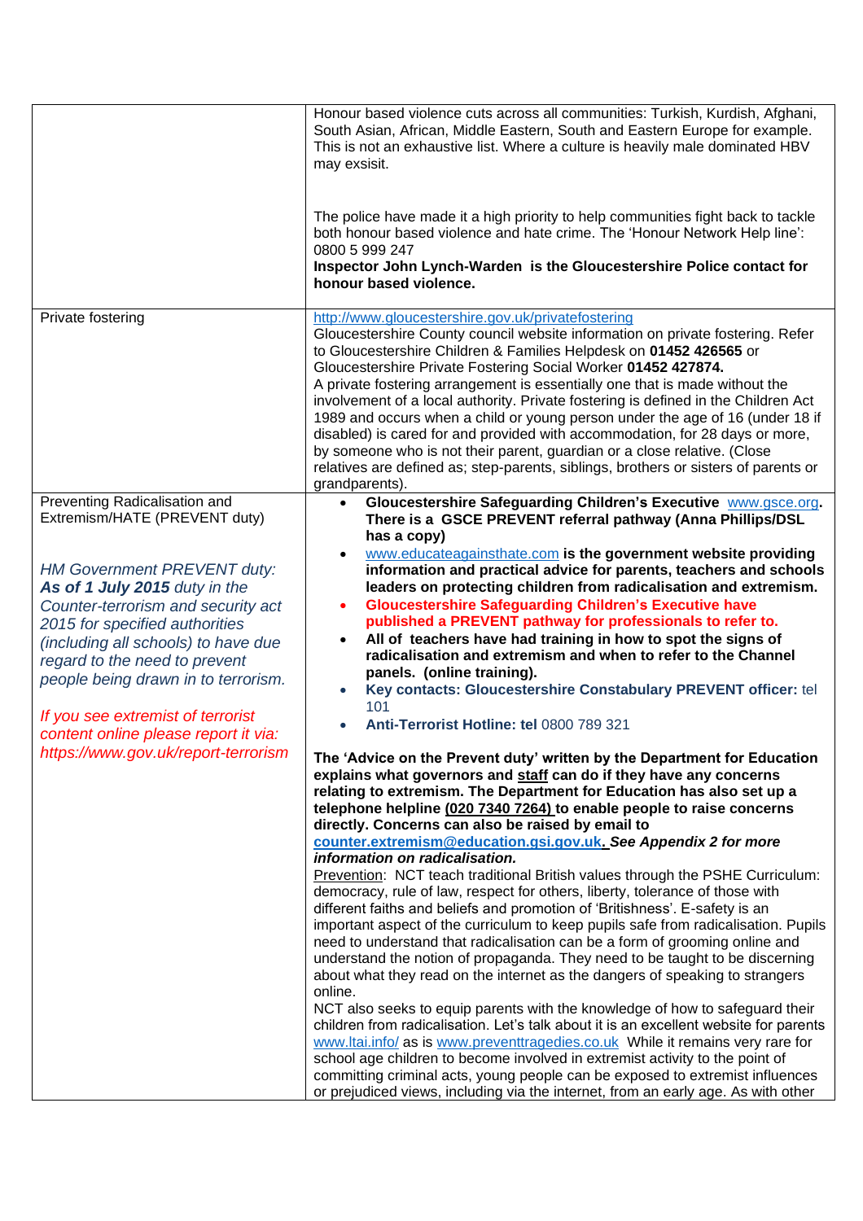| | |
|---|---|
| | Honour based violence cuts across all communities: Turkish, Kurdish, Afghani, South Asian, African, Middle Eastern, South and Eastern Europe for example. This is not an exhaustive list. Where a culture is heavily male dominated HBV may exsisit.<br><br>The police have made it a high priority to help communities fight back to tackle both honour based violence and hate crime. The 'Honour Network Help line': 0800 5 999 247<br>**Inspector John Lynch-Warden is the Gloucestershire Police contact for honour based violence.** |
| Private fostering | http://www.gloucestershire.gov.uk/privatefostering<br>Gloucestershire County council website information on private fostering. Refer to Gloucestershire Children & Families Helpdesk on **01452 426565** or Gloucestershire Private Fostering Social Worker **01452 427874.**<br>A private fostering arrangement is essentially one that is made without the involvement of a local authority. Private fostering is defined in the Children Act 1989 and occurs when a child or young person under the age of 16 (under 18 if disabled) is cared for and provided with accommodation, for 28 days or more, by someone who is not their parent, guardian or a close relative. (Close relatives are defined as; step-parents, siblings, brothers or sisters of parents or grandparents). |
| Preventing Radicalisation and Extremism/HATE (PREVENT duty)<br><br>*HM Government PREVENT duty: **As of 1 July 2015** duty in the Counter-terrorism and security act 2015 for specified authorities (including all schools) to have due regard to the need to prevent people being drawn in to terrorism.*<br><br>*If you see extremist of terrorist content online please report it via: https://www.gov.uk/report-terrorism* | • **Gloucestershire Safeguarding Children's Executive** www.gsce.org**. There is a GSCE PREVENT referral pathway (Anna Phillips/DSL has a copy)**<br>• www.educateagainsthate.com **is the government website providing information and practical advice for parents, teachers and schools leaders on protecting children from radicalisation and extremism.**<br>• **Gloucestershire Safeguarding Children's Executive have published a PREVENT pathway for professionals to refer to.**<br>• **All of teachers have had training in how to spot the signs of radicalisation and extremism and when to refer to the Channel panels. (online training).**<br>• **Key contacts: Gloucestershire Constabulary PREVENT officer:** tel 101<br>• **Anti-Terrorist Hotline: tel** 0800 789 321<br><br>**The 'Advice on the Prevent duty' written by the Department for Education explains what governors and staff can do if they have any concerns relating to extremism. The Department for Education has also set up a telephone helpline (020 7340 7264) to enable people to raise concerns directly. Concerns can also be raised by email to counter.extremism@education.gsi.gov.uk. *See Appendix 2 for more information on radicalisation.***<br>Prevention: NCT teach traditional British values through the PSHE Curriculum: democracy, rule of law, respect for others, liberty, tolerance of those with different faiths and beliefs and promotion of 'Britishness'. E-safety is an important aspect of the curriculum to keep pupils safe from radicalisation. Pupils need to understand that radicalisation can be a form of grooming online and understand the notion of propaganda. They need to be taught to be discerning about what they read on the internet as the dangers of speaking to strangers online.<br>NCT also seeks to equip parents with the knowledge of how to safeguard their children from radicalisation. Let's talk about it is an excellent website for parents www.ltai.info/ as is www.preventtragedies.co.uk While it remains very rare for school age children to become involved in extremist activity to the point of committing criminal acts, young people can be exposed to extremist influences or prejudiced views, including via the internet, from an early age. As with other |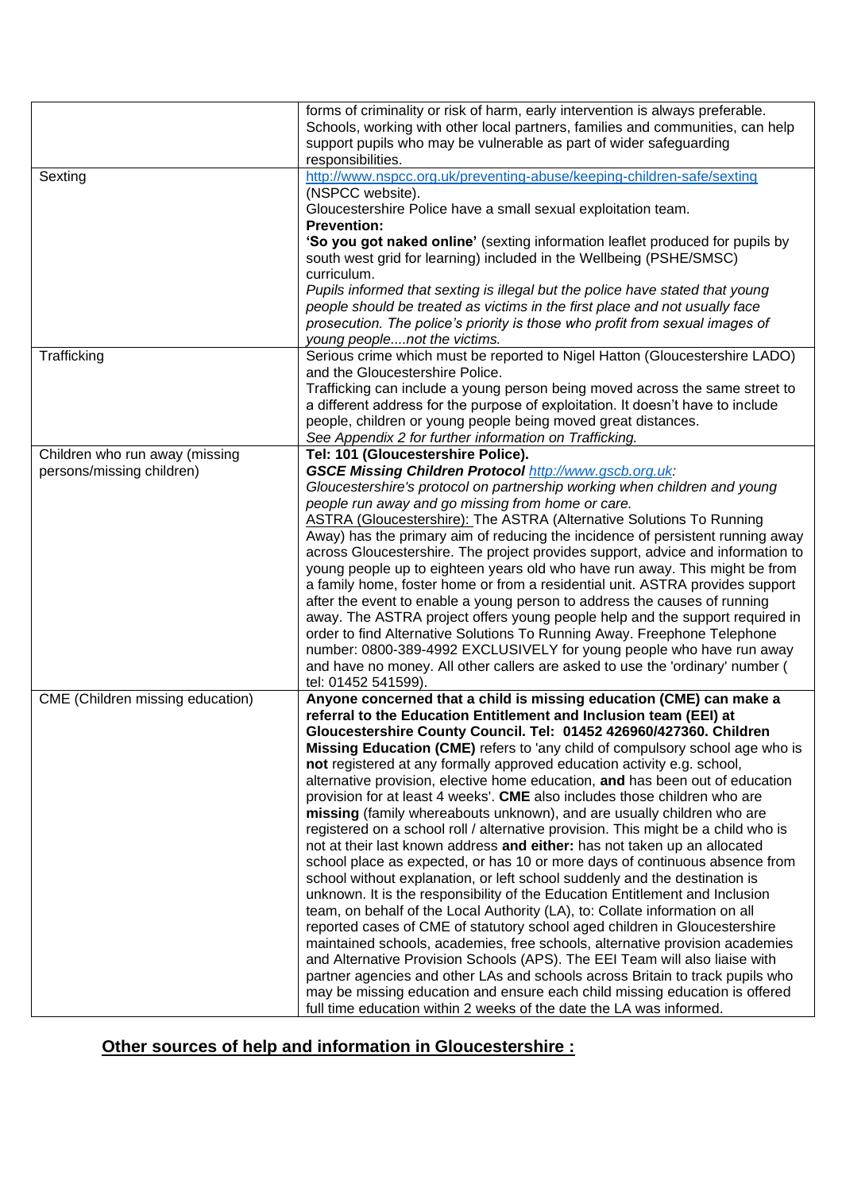| | |
|---|---|
| | forms of criminality or risk of harm, early intervention is always preferable. Schools, working with other local partners, families and communities, can help support pupils who may be vulnerable as part of wider safeguarding responsibilities. |
| Sexting | http://www.nspcc.org.uk/preventing-abuse/keeping-children-safe/sexting (NSPCC website).<br>Gloucestershire Police have a small sexual exploitation team.<br>**Prevention:**<br>**'So you got naked online'** (sexting information leaflet produced for pupils by south west grid for learning) included in the Wellbeing (PSHE/SMSC) curriculum.<br>*Pupils informed that sexting is illegal but the police have stated that young people should be treated as victims in the first place and not usually face prosecution. The police's priority is those who profit from sexual images of young people....not the victims.* |
| Trafficking | Serious crime which must be reported to Nigel Hatton (Gloucestershire LADO) and the Gloucestershire Police.<br>Trafficking can include a young person being moved across the same street to a different address for the purpose of exploitation. It doesn't have to include people, children or young people being moved great distances.<br>*See Appendix 2 for further information on Trafficking.* |
| Children who run away (missing persons/missing children) | **Tel: 101 (Gloucestershire Police).**<br>***GSCE Missing Children Protocol*** *http://www.gscb.org.uk:*<br>*Gloucestershire's protocol on partnership working when children and young people run away and go missing from home or care.*<br>ASTRA (Gloucestershire): The ASTRA (Alternative Solutions To Running Away) has the primary aim of reducing the incidence of persistent running away across Gloucestershire. The project provides support, advice and information to young people up to eighteen years old who have run away. This might be from a family home, foster home or from a residential unit. ASTRA provides support after the event to enable a young person to address the causes of running away. The ASTRA project offers young people help and the support required in order to find Alternative Solutions To Running Away. Freephone Telephone number: 0800-389-4992 EXCLUSIVELY for young people who have run away and have no money. All other callers are asked to use the 'ordinary' number ( tel: 01452 541599). |
| CME (Children missing education) | **Anyone concerned that a child is missing education (CME) can make a referral to the Education Entitlement and Inclusion team (EEI) at Gloucestershire County Council. Tel: 01452 426960/427360. Children Missing Education (CME)** refers to 'any child of compulsory school age who is **not** registered at any formally approved education activity e.g. school, alternative provision, elective home education, **and** has been out of education provision for at least 4 weeks'. **CME** also includes those children who are **missing** (family whereabouts unknown), and are usually children who are registered on a school roll / alternative provision. This might be a child who is not at their last known address **and either:** has not taken up an allocated school place as expected, or has 10 or more days of continuous absence from school without explanation, or left school suddenly and the destination is unknown. It is the responsibility of the Education Entitlement and Inclusion team, on behalf of the Local Authority (LA), to: Collate information on all reported cases of CME of statutory school aged children in Gloucestershire maintained schools, academies, free schools, alternative provision academies and Alternative Provision Schools (APS). The EEI Team will also liaise with partner agencies and other LAs and schools across Britain to track pupils who may be missing education and ensure each child missing education is offered full time education within 2 weeks of the date the LA was informed. |

## **Other sources of help and information in Gloucestershire :**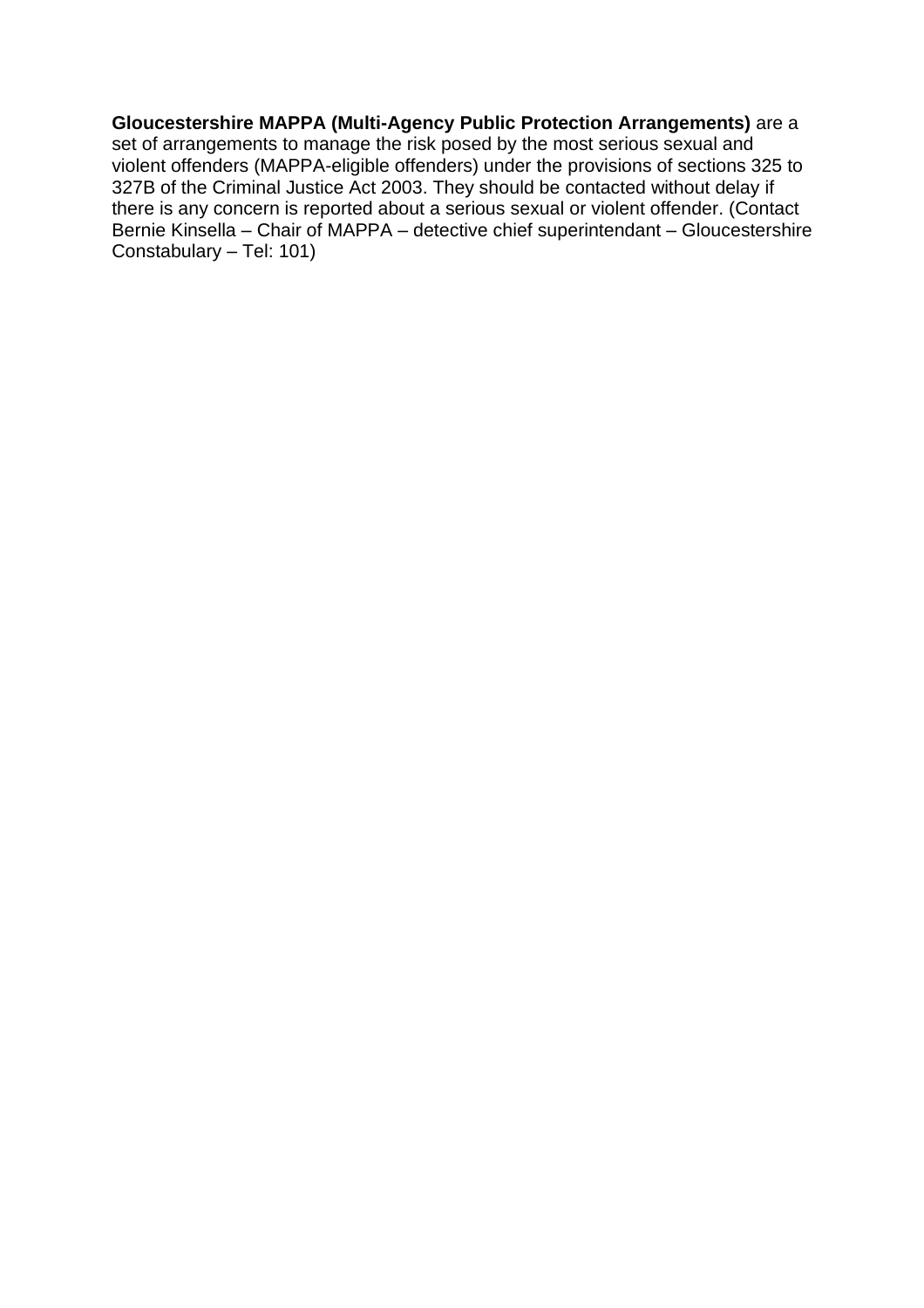**Gloucestershire MAPPA (Multi-Agency Public Protection Arrangements)** are a set of arrangements to manage the risk posed by the most serious sexual and violent offenders (MAPPA-eligible offenders) under the provisions of sections 325 to 327B of the Criminal Justice Act 2003. They should be contacted without delay if there is any concern is reported about a serious sexual or violent offender. (Contact Bernie Kinsella – Chair of MAPPA – detective chief superintendant – Gloucestershire Constabulary – Tel: 101)